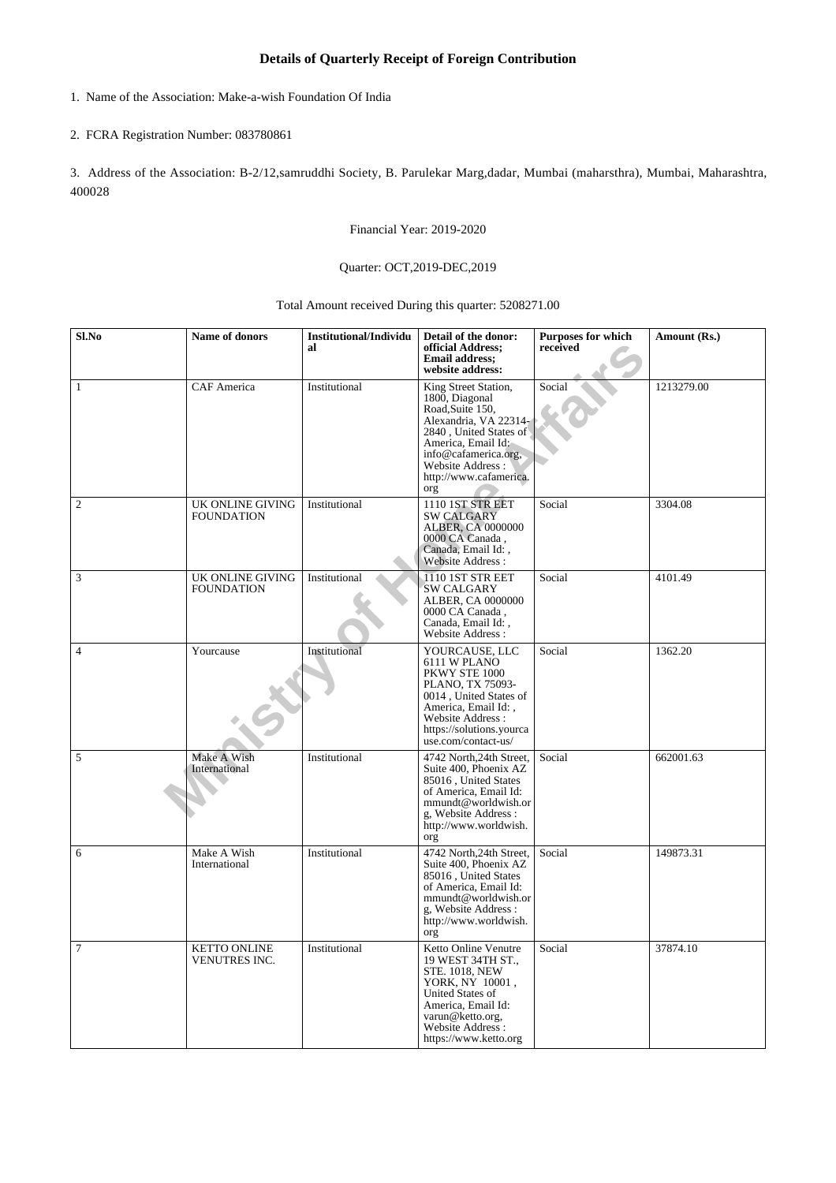## Details of Quarterly Receipt of Foreign Contribution

1. Name of the Association: Make-a-wish Foundation Of India

2. FCRA Registration Number: 083780861

3. Address of the Association: B-2/12,samruddhi Society, B. Parulekar Marg,dadar, Mumbai (maharsthra), Mumbai, Maharashtra, 400028

Financial Year: 2019-2020

Quarter: OCT,2019-DEC,2019

Total Amount received During this quarter: 5208271.00

| Sl.No | Name of donors | Institutional/Individual | Detail of the donor: official Address; Email address; website address: | Purposes for which received | Amount (Rs.) |
|---|---|---|---|---|---|
| 1 | CAF America | Institutional | King Street Station, 1800, Diagonal Road,Suite 150, Alexandria, VA 22314-2840 , United States of America, Email Id: info@cafamerica.org, Website Address : http://www.cafamerica.org | Social | 1213279.00 |
| 2 | UK ONLINE GIVING FOUNDATION | Institutional | 1110 1ST STR EET SW CALGARY ALBER, CA 0000000 0000 CA Canada , Canada, Email Id: , Website Address : | Social | 3304.08 |
| 3 | UK ONLINE GIVING FOUNDATION | Institutional | 1110 1ST STR EET SW CALGARY ALBER, CA 0000000 0000 CA Canada , Canada, Email Id: , Website Address : | Social | 4101.49 |
| 4 | Yourcause | Institutional | YOURCAUSE, LLC 6111 W PLANO PKWY STE 1000 PLANO, TX 75093-0014 , United States of America, Email Id: , Website Address : https://solutions.yourcause.com/contact-us/ | Social | 1362.20 |
| 5 | Make A Wish International | Institutional | 4742 North,24th Street, Suite 400, Phoenix AZ 85016 , United States of America, Email Id: mmundt@worldwish.org, Website Address : http://www.worldwish.org | Social | 662001.63 |
| 6 | Make A Wish International | Institutional | 4742 North,24th Street, Suite 400, Phoenix AZ 85016 , United States of America, Email Id: mmundt@worldwish.org, Website Address : http://www.worldwish.org | Social | 149873.31 |
| 7 | KETTO ONLINE VENUTRES INC. | Institutional | Ketto Online Venutre 19 WEST 34TH ST., STE. 1018, NEW YORK, NY 10001 , United States of America, Email Id: varun@ketto.org, Website Address : https://www.ketto.org | Social | 37874.10 |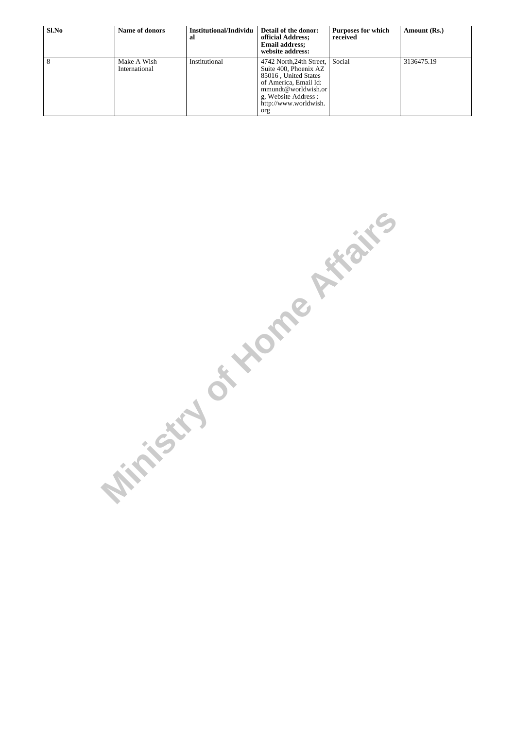| Sl.No | Name of donors | Institutional/Individual | Detail of the donor: official Address; Email address; website address: | Purposes for which received | Amount (Rs.) |
|---|---|---|---|---|---|
| 8 | Make A Wish International | Institutional | 4742 North,24th Street, Suite 400, Phoenix AZ 85016 , United States of America, Email Id: mmundt@worldwish.org, Website Address : http://www.worldwish.org | Social | 3136475.19 |